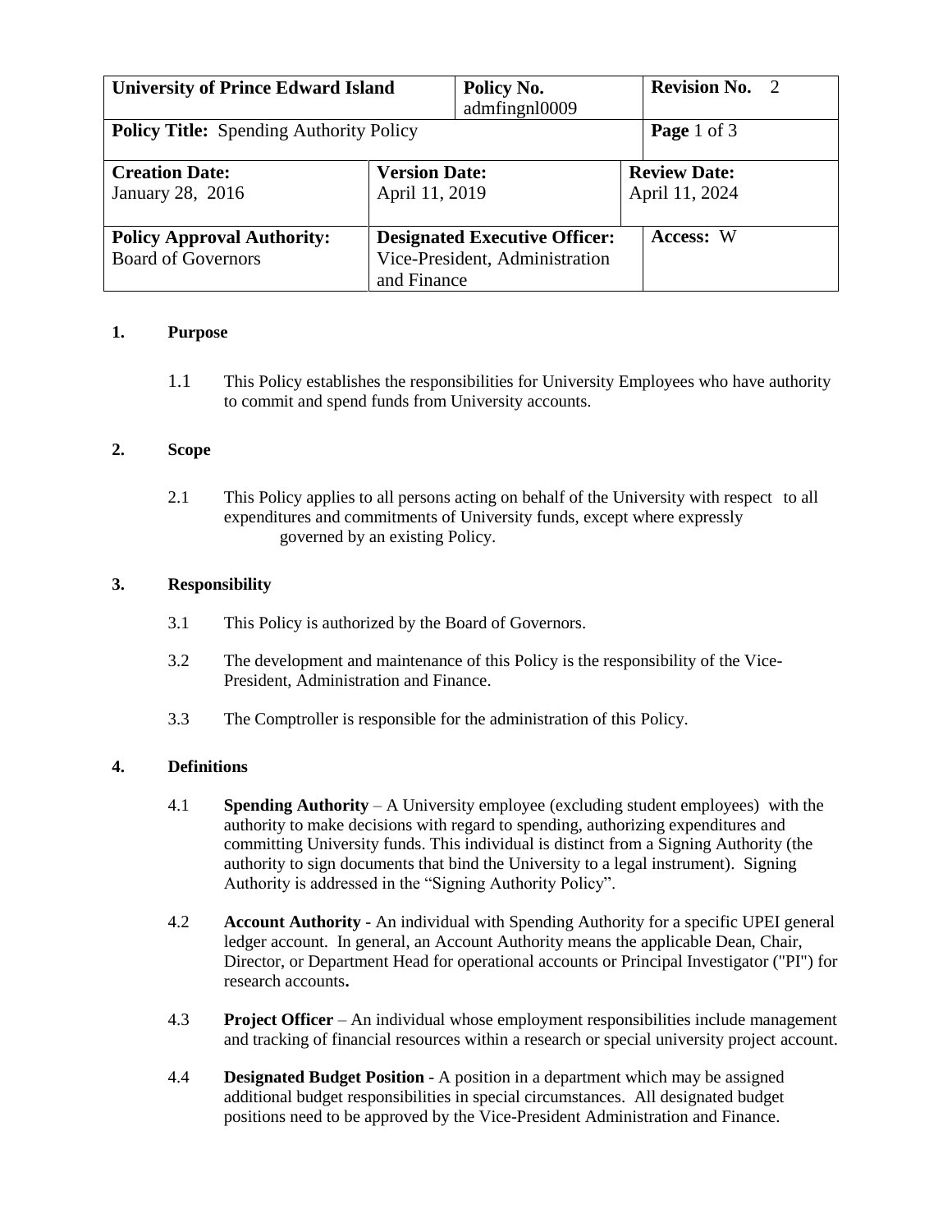| University of Prince Edward Island | | Policy No. admfingnl0009 | Revision No. 2 |
|---|---|---|---|
| **Policy Title:** Spending Authority Policy | | | **Page** 1 of 3 |
| **Creation Date:** January 28, 2016 | **Version Date:** April 11, 2019 | | **Review Date:** April 11, 2024 |
| **Policy Approval Authority:** Board of Governors | **Designated Executive Officer:** Vice-President, Administration and Finance | | **Access:** W |

## 1. Purpose

1.1 This Policy establishes the responsibilities for University Employees who have authority to commit and spend funds from University accounts.

## 2. Scope

2.1 This Policy applies to all persons acting on behalf of the University with respect to all expenditures and commitments of University funds, except where expressly governed by an existing Policy.

## 3. Responsibility

3.1 This Policy is authorized by the Board of Governors.

3.2 The development and maintenance of this Policy is the responsibility of the Vice-President, Administration and Finance.

3.3 The Comptroller is responsible for the administration of this Policy.

## 4. Definitions

4.1 **Spending Authority** – A University employee (excluding student employees) with the authority to make decisions with regard to spending, authorizing expenditures and committing University funds. This individual is distinct from a Signing Authority (the authority to sign documents that bind the University to a legal instrument). Signing Authority is addressed in the "Signing Authority Policy".

4.2 **Account Authority** - An individual with Spending Authority for a specific UPEI general ledger account. In general, an Account Authority means the applicable Dean, Chair, Director, or Department Head for operational accounts or Principal Investigator ("PI") for research accounts**.**

4.3 **Project Officer** – An individual whose employment responsibilities include management and tracking of financial resources within a research or special university project account.

4.4 **Designated Budget Position** - A position in a department which may be assigned additional budget responsibilities in special circumstances. All designated budget positions need to be approved by the Vice-President Administration and Finance.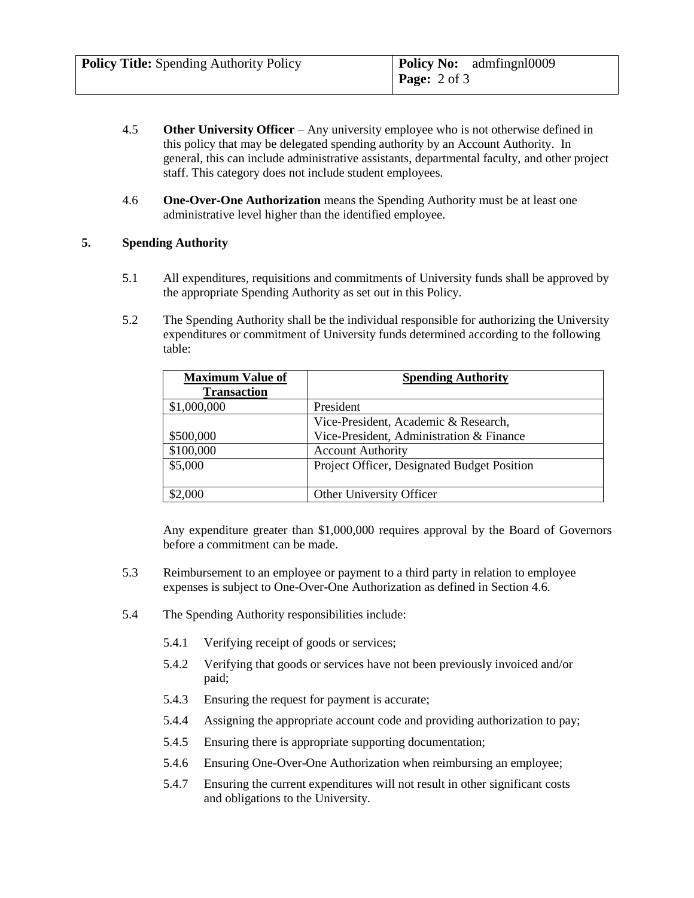4.5 **Other University Officer** – Any university employee who is not otherwise defined in this policy that may be delegated spending authority by an Account Authority. In general, this can include administrative assistants, departmental faculty, and other project staff. This category does not include student employees.

4.6 **One-Over-One Authorization** means the Spending Authority must be at least one administrative level higher than the identified employee.

## 5. Spending Authority

5.1 All expenditures, requisitions and commitments of University funds shall be approved by the appropriate Spending Authority as set out in this Policy.

5.2 The Spending Authority shall be the individual responsible for authorizing the University expenditures or commitment of University funds determined according to the following table:

| Maximum Value of Transaction | Spending Authority |
|---|---|
| $1,000,000 | President |
| $500,000 | Vice-President, Academic & Research, Vice-President, Administration & Finance |
| $100,000 | Account Authority |
| $5,000 | Project Officer, Designated Budget Position |
| $2,000 | Other University Officer |

Any expenditure greater than $1,000,000 requires approval by the Board of Governors before a commitment can be made.

5.3 Reimbursement to an employee or payment to a third party in relation to employee expenses is subject to One-Over-One Authorization as defined in Section 4.6.

5.4 The Spending Authority responsibilities include:

- 5.4.1 Verifying receipt of goods or services;
- 5.4.2 Verifying that goods or services have not been previously invoiced and/or paid;
- 5.4.3 Ensuring the request for payment is accurate;
- 5.4.4 Assigning the appropriate account code and providing authorization to pay;
- 5.4.5 Ensuring there is appropriate supporting documentation;
- 5.4.6 Ensuring One-Over-One Authorization when reimbursing an employee;
- 5.4.7 Ensuring the current expenditures will not result in other significant costs and obligations to the University.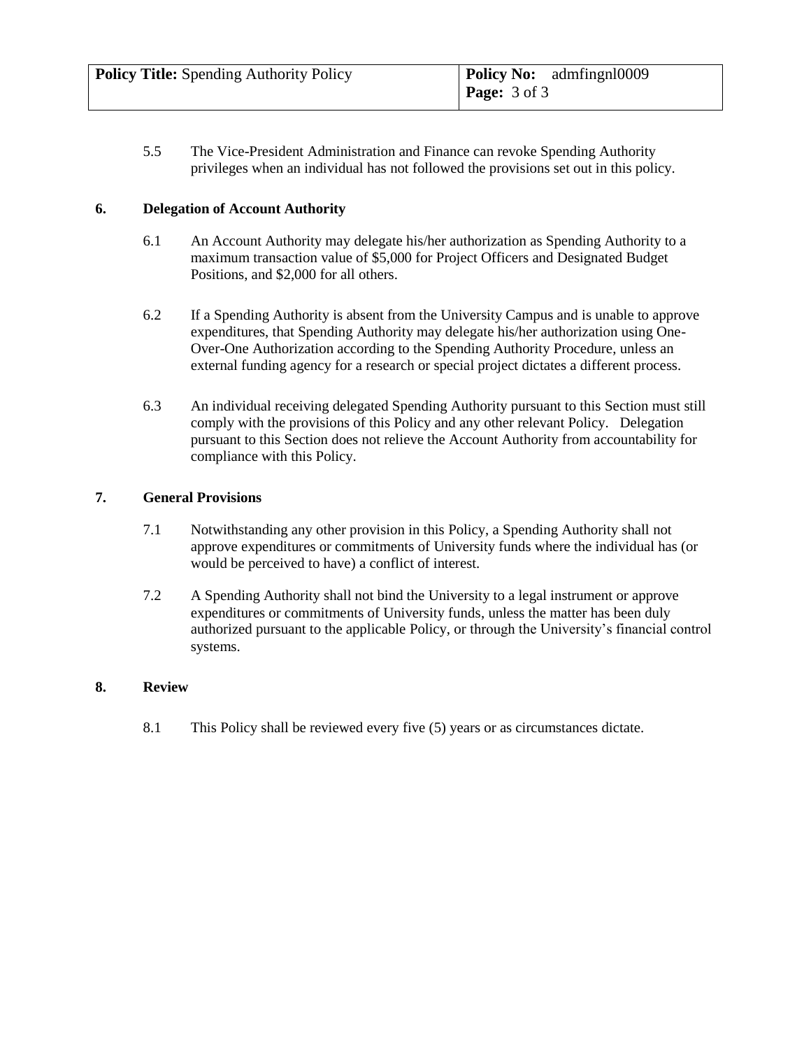5.5 The Vice-President Administration and Finance can revoke Spending Authority privileges when an individual has not followed the provisions set out in this policy.

## 6. Delegation of Account Authority

6.1 An Account Authority may delegate his/her authorization as Spending Authority to a maximum transaction value of $5,000 for Project Officers and Designated Budget Positions, and $2,000 for all others.

6.2 If a Spending Authority is absent from the University Campus and is unable to approve expenditures, that Spending Authority may delegate his/her authorization using One-Over-One Authorization according to the Spending Authority Procedure, unless an external funding agency for a research or special project dictates a different process.

6.3 An individual receiving delegated Spending Authority pursuant to this Section must still comply with the provisions of this Policy and any other relevant Policy. Delegation pursuant to this Section does not relieve the Account Authority from accountability for compliance with this Policy.

## 7. General Provisions

7.1 Notwithstanding any other provision in this Policy, a Spending Authority shall not approve expenditures or commitments of University funds where the individual has (or would be perceived to have) a conflict of interest.

7.2 A Spending Authority shall not bind the University to a legal instrument or approve expenditures or commitments of University funds, unless the matter has been duly authorized pursuant to the applicable Policy, or through the University's financial control systems.

## 8. Review

8.1 This Policy shall be reviewed every five (5) years or as circumstances dictate.